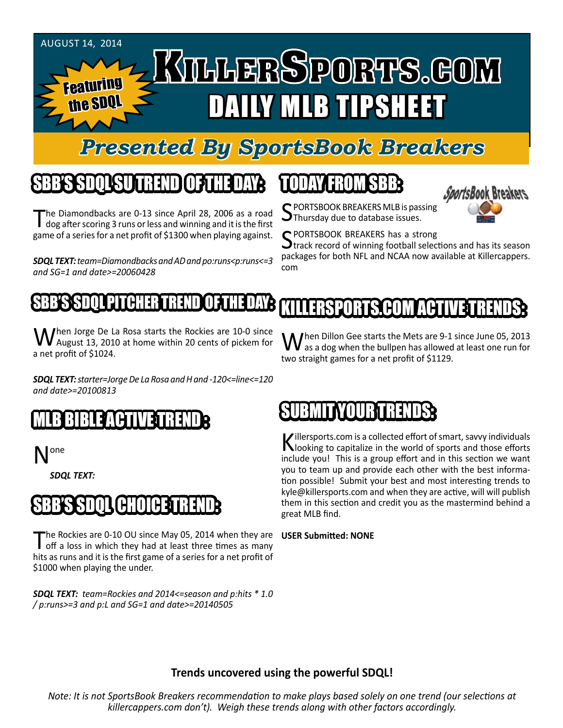AUGUST 14, 2014

Featuring the SDQL

# KILLERSPORTS.COM DAILY MLB TIPSHEET

## Presented By SportsBook Breakers

## SBB'S SDQL SU TREND OF THE DAY:

The Diamondbacks are 0-13 since April 28, 2006 as a road dog after scoring 3 runs or less and winning and it is the first game of a series for a net profit of $1300 when playing against.

***SDQL TEXT:** team=Diamondbacks and AD and po:runs<p:runs<=3 and SG=1 and date>=20060428*

## SBB'S SDQL PITCHER TREND OF THE DAY:

When Jorge De La Rosa starts the Rockies are 10-0 since August 13, 2010 at home within 20 cents of pickem for a net profit of $1024.

***SDQL TEXT:** starter=Jorge De La Rosa and H and -120<=line<=120 and date>=20100813*

## MLB BIBLE ACTIVE TREND :

None

***SDQL TEXT:***

## SBB'S SDQL CHOICE TREND:

The Rockies are 0-10 OU since May 05, 2014 when they are off a loss in which they had at least three times as many hits as runs and it is the first game of a series for a net profit of $1000 when playing the under.

***SDQL TEXT:** team=Rockies and 2014<=season and p:hits * 1.0 / p:runs>=3 and p:L and SG=1 and date>=20140505*

## TODAY FROM SBB:

SPORTSBOOK BREAKERS MLB is passing Thursday due to database issues.

SPORTSBOOK BREAKERS has a strong track record of winning football selections and has its season packages for both NFL and NCAA now available at Killercappers.com

## KILLERSPORTS.COM ACTIVE TRENDS:

When Dillon Gee starts the Mets are 9-1 since June 05, 2013 as a dog when the bullpen has allowed at least one run for two straight games for a net profit of $1129.

## SUBMIT YOUR TRENDS:

Killersports.com is a collected effort of smart, savvy individuals looking to capitalize in the world of sports and those efforts include you! This is a group effort and in this section we want you to team up and provide each other with the best information possible! Submit your best and most interesting trends to kyle@killersports.com and when they are active, will will publish them in this section and credit you as the mastermind behind a great MLB find.

**USER Submitted: NONE**

**Trends uncovered using the powerful SDQL!**

*Note: It is not SportsBook Breakers recommendation to make plays based solely on one trend (our selections at killercappers.com don't). Weigh these trends along with other factors accordingly.*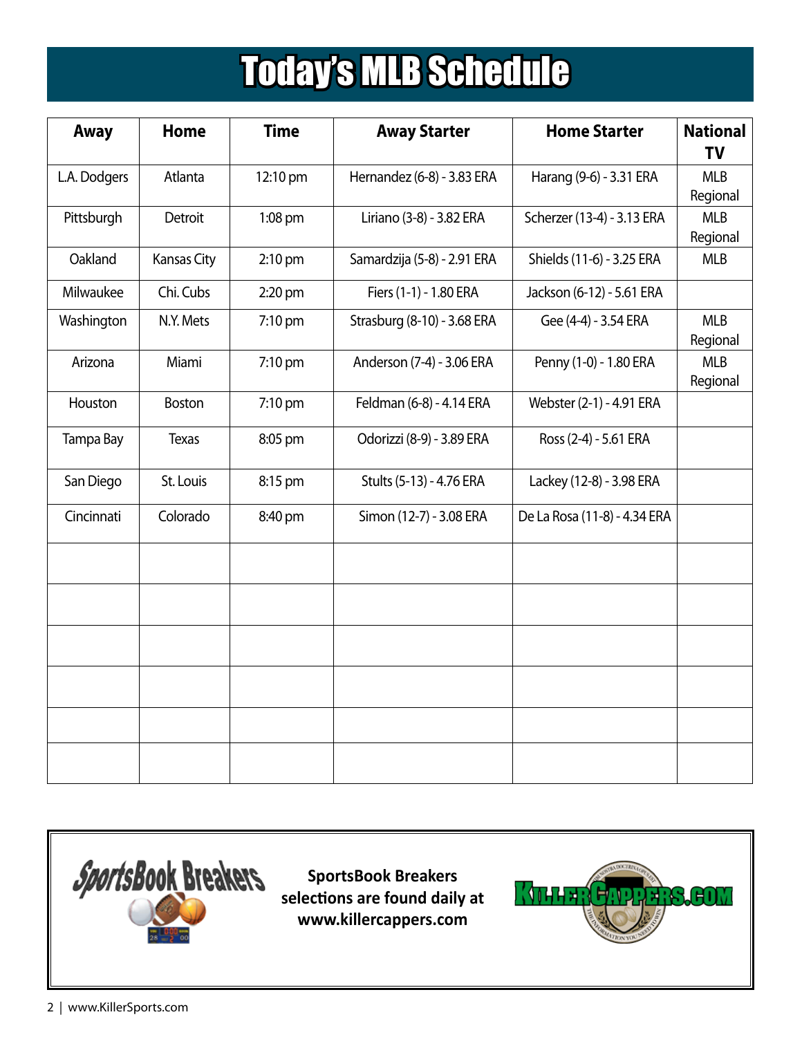# Today's MLB Schedule

| Away | Home | Time | Away Starter | Home Starter | National TV |
|---|---|---|---|---|---|
| L.A. Dodgers | Atlanta | 12:10 pm | Hernandez (6-8) - 3.83 ERA | Harang (9-6) - 3.31 ERA | MLB Regional |
| Pittsburgh | Detroit | 1:08 pm | Liriano (3-8) - 3.82 ERA | Scherzer (13-4) - 3.13 ERA | MLB Regional |
| Oakland | Kansas City | 2:10 pm | Samardzija (5-8) - 2.91 ERA | Shields (11-6) - 3.25 ERA | MLB |
| Milwaukee | Chi. Cubs | 2:20 pm | Fiers (1-1) - 1.80 ERA | Jackson (6-12) - 5.61 ERA | |
| Washington | N.Y. Mets | 7:10 pm | Strasburg (8-10) - 3.68 ERA | Gee (4-4) - 3.54 ERA | MLB Regional |
| Arizona | Miami | 7:10 pm | Anderson (7-4) - 3.06 ERA | Penny (1-0) - 1.80 ERA | MLB Regional |
| Houston | Boston | 7:10 pm | Feldman (6-8) - 4.14 ERA | Webster (2-1) - 4.91 ERA | |
| Tampa Bay | Texas | 8:05 pm | Odorizzi (8-9) - 3.89 ERA | Ross (2-4) - 5.61 ERA | |
| San Diego | St. Louis | 8:15 pm | Stults (5-13) - 4.76 ERA | Lackey (12-8) - 3.98 ERA | |
| Cincinnati | Colorado | 8:40 pm | Simon (12-7) - 3.08 ERA | De La Rosa (11-8) - 4.34 ERA | |
| | | | | | |
| | | | | | |
| | | | | | |
| | | | | | |
| | | | | | |
| | | | | | |

SportsBook Breakers

**SportsBook Breakers selections are found daily at www.killercappers.com**

KILLERCAPPERS.COM